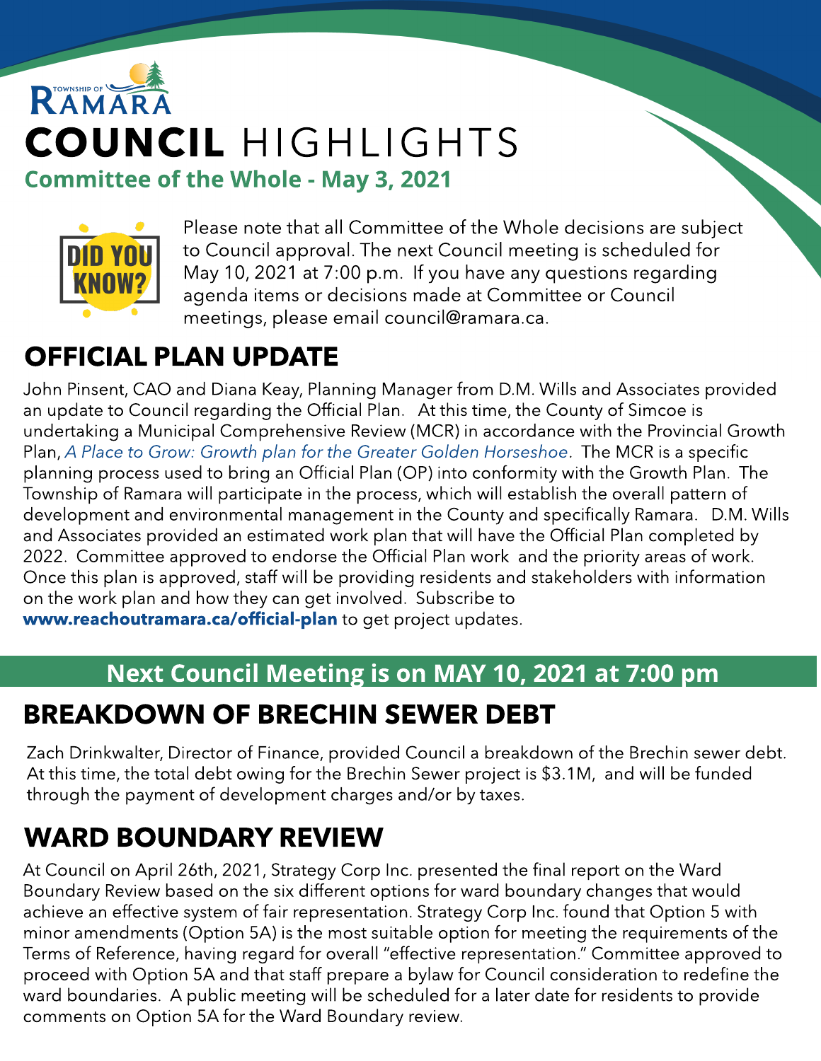TOWNSHIP OF RAMARA

# COUNCIL HIGHLIGHTS

## Committee of the Whole - May 3, 2021

DID YOU KNOW?

Please note that all Committee of the Whole decisions are subject to Council approval. The next Council meeting is scheduled for May 10, 2021 at 7:00 p.m. If you have any questions regarding agenda items or decisions made at Committee or Council meetings, please email council@ramara.ca.

## OFFICIAL PLAN UPDATE

John Pinsent, CAO and Diana Keay, Planning Manager from D.M. Wills and Associates provided an update to Council regarding the Official Plan. At this time, the County of Simcoe is undertaking a Municipal Comprehensive Review (MCR) in accordance with the Provincial Growth Plan, *A Place to Grow: Growth plan for the Greater Golden Horseshoe*. The MCR is a specific planning process used to bring an Official Plan (OP) into conformity with the Growth Plan. The Township of Ramara will participate in the process, which will establish the overall pattern of development and environmental management in the County and specifically Ramara. D.M. Wills and Associates provided an estimated work plan that will have the Official Plan completed by 2022. Committee approved to endorse the Official Plan work and the priority areas of work. Once this plan is approved, staff will be providing residents and stakeholders with information on the work plan and how they can get involved. Subscribe to **www.reachoutramara.ca/official-plan** to get project updates.

**Next Council Meeting is on MAY 10, 2021 at 7:00 pm**

## BREAKDOWN OF BRECHIN SEWER DEBT

Zach Drinkwalter, Director of Finance, provided Council a breakdown of the Brechin sewer debt. At this time, the total debt owing for the Brechin Sewer project is $3.1M, and will be funded through the payment of development charges and/or by taxes.

## WARD BOUNDARY REVIEW

At Council on April 26th, 2021, Strategy Corp Inc. presented the final report on the Ward Boundary Review based on the six different options for ward boundary changes that would achieve an effective system of fair representation. Strategy Corp Inc. found that Option 5 with minor amendments (Option 5A) is the most suitable option for meeting the requirements of the Terms of Reference, having regard for overall "effective representation." Committee approved to proceed with Option 5A and that staff prepare a bylaw for Council consideration to redefine the ward boundaries. A public meeting will be scheduled for a later date for residents to provide comments on Option 5A for the Ward Boundary review.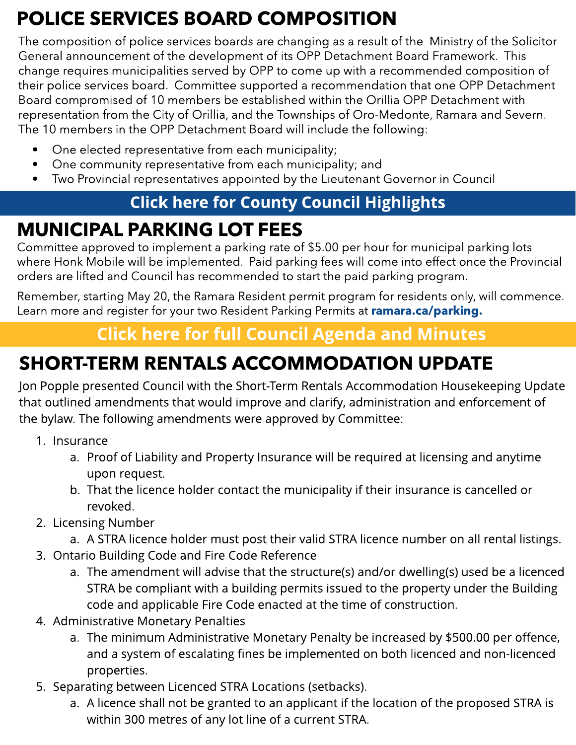## POLICE SERVICES BOARD COMPOSITION

The composition of police services boards are changing as a result of the Ministry of the Solicitor General announcement of the development of its OPP Detachment Board Framework. This change requires municipalities served by OPP to come up with a recommended composition of their police services board. Committee supported a recommendation that one OPP Detachment Board compromised of 10 members be established within the Orillia OPP Detachment with representation from the City of Orillia, and the Townships of Oro-Medonte, Ramara and Severn. The 10 members in the OPP Detachment Board will include the following:

- One elected representative from each municipality;
- One community representative from each municipality; and
- Two Provincial representatives appointed by the Lieutenant Governor in Council

**Click here for County Council Highlights**

## MUNICIPAL PARKING LOT FEES

Committee approved to implement a parking rate of $5.00 per hour for municipal parking lots where Honk Mobile will be implemented. Paid parking fees will come into effect once the Provincial orders are lifted and Council has recommended to start the paid parking program.

Remember, starting May 20, the Ramara Resident permit program for residents only, will commence. Learn more and register for your two Resident Parking Permits at **ramara.ca/parking.**

**Click here for full Council Agenda and Minutes**

## SHORT-TERM RENTALS ACCOMMODATION UPDATE

Jon Popple presented Council with the Short-Term Rentals Accommodation Housekeeping Update that outlined amendments that would improve and clarify, administration and enforcement of the bylaw. The following amendments were approved by Committee:

1. Insurance
   a. Proof of Liability and Property Insurance will be required at licensing and anytime upon request.
   b. That the licence holder contact the municipality if their insurance is cancelled or revoked.
2. Licensing Number
   a. A STRA licence holder must post their valid STRA licence number on all rental listings.
3. Ontario Building Code and Fire Code Reference
   a. The amendment will advise that the structure(s) and/or dwelling(s) used be a licenced STRA be compliant with a building permits issued to the property under the Building code and applicable Fire Code enacted at the time of construction.
4. Administrative Monetary Penalties
   a. The minimum Administrative Monetary Penalty be increased by $500.00 per offence, and a system of escalating fines be implemented on both licenced and non-licenced properties.
5. Separating between Licenced STRA Locations (setbacks).
   a. A licence shall not be granted to an applicant if the location of the proposed STRA is within 300 metres of any lot line of a current STRA.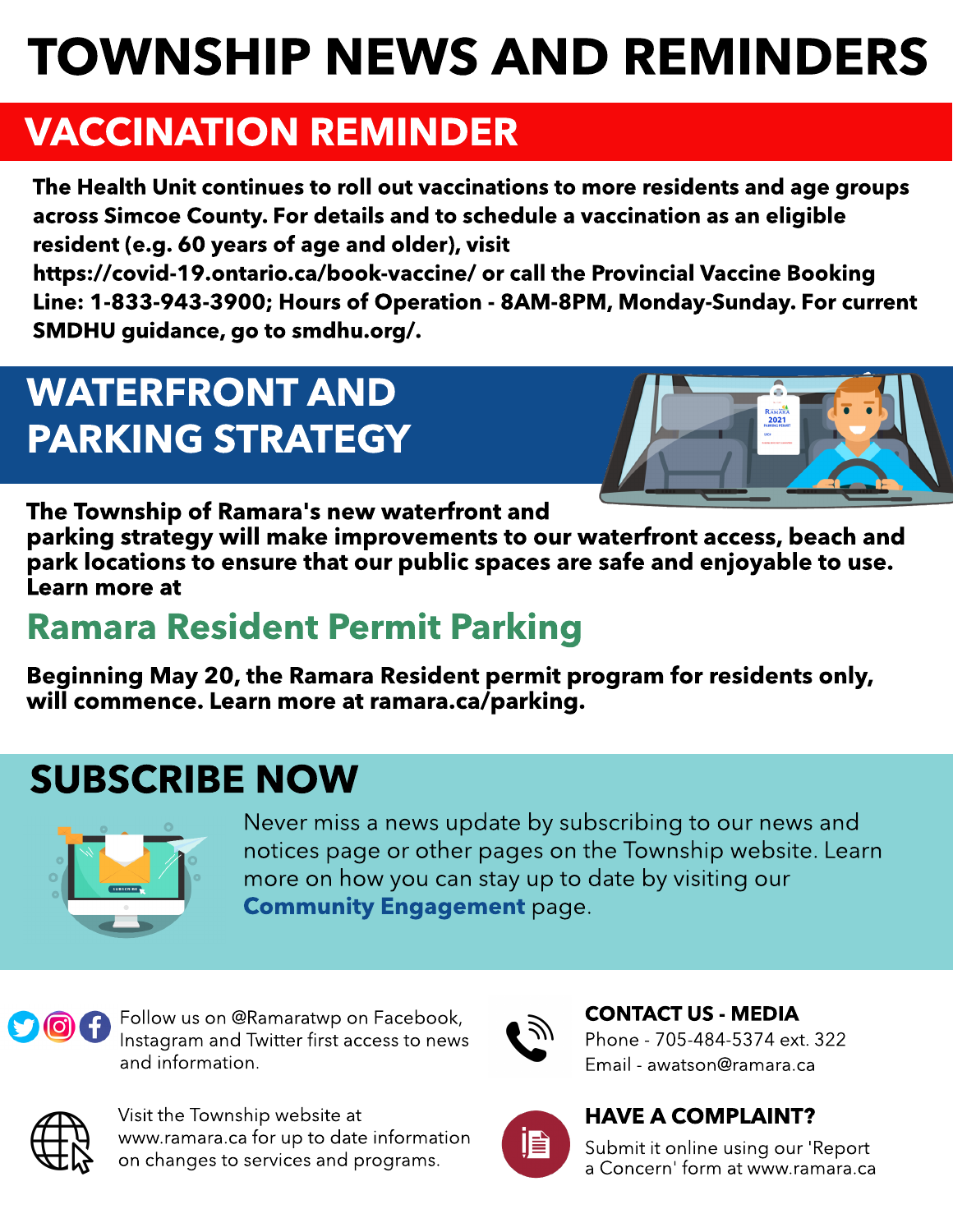# TOWNSHIP NEWS AND REMINDERS

## VACCINATION REMINDER

**The Health Unit continues to roll out vaccinations to more residents and age groups across Simcoe County. For details and to schedule a vaccination as an eligible resident (e.g. 60 years of age and older), visit https://covid-19.ontario.ca/book-vaccine/ or call the Provincial Vaccine Booking Line: 1-833-943-3900; Hours of Operation - 8AM-8PM, Monday-Sunday. For current SMDHU guidance, go to smdhu.org/.**

## WATERFRONT AND PARKING STRATEGY

**The Township of Ramara's new waterfront and parking strategy will make improvements to our waterfront access, beach and park locations to ensure that our public spaces are safe and enjoyable to use. Learn more at**

### Ramara Resident Permit Parking

**Beginning May 20, the Ramara Resident permit program for residents only, will commence. Learn more at ramara.ca/parking.**

## SUBSCRIBE NOW

Never miss a news update by subscribing to our news and notices page or other pages on the Township website. Learn more on how you can stay up to date by visiting our **Community Engagement** page.

Follow us on @Ramaratwp on Facebook, Instagram and Twitter first access to news and information.

Visit the Township website at www.ramara.ca for up to date information on changes to services and programs.

**CONTACT US - MEDIA**
Phone - 705-484-5374 ext. 322
Email - awatson@ramara.ca

**HAVE A COMPLAINT?**
Submit it online using our 'Report a Concern' form at www.ramara.ca